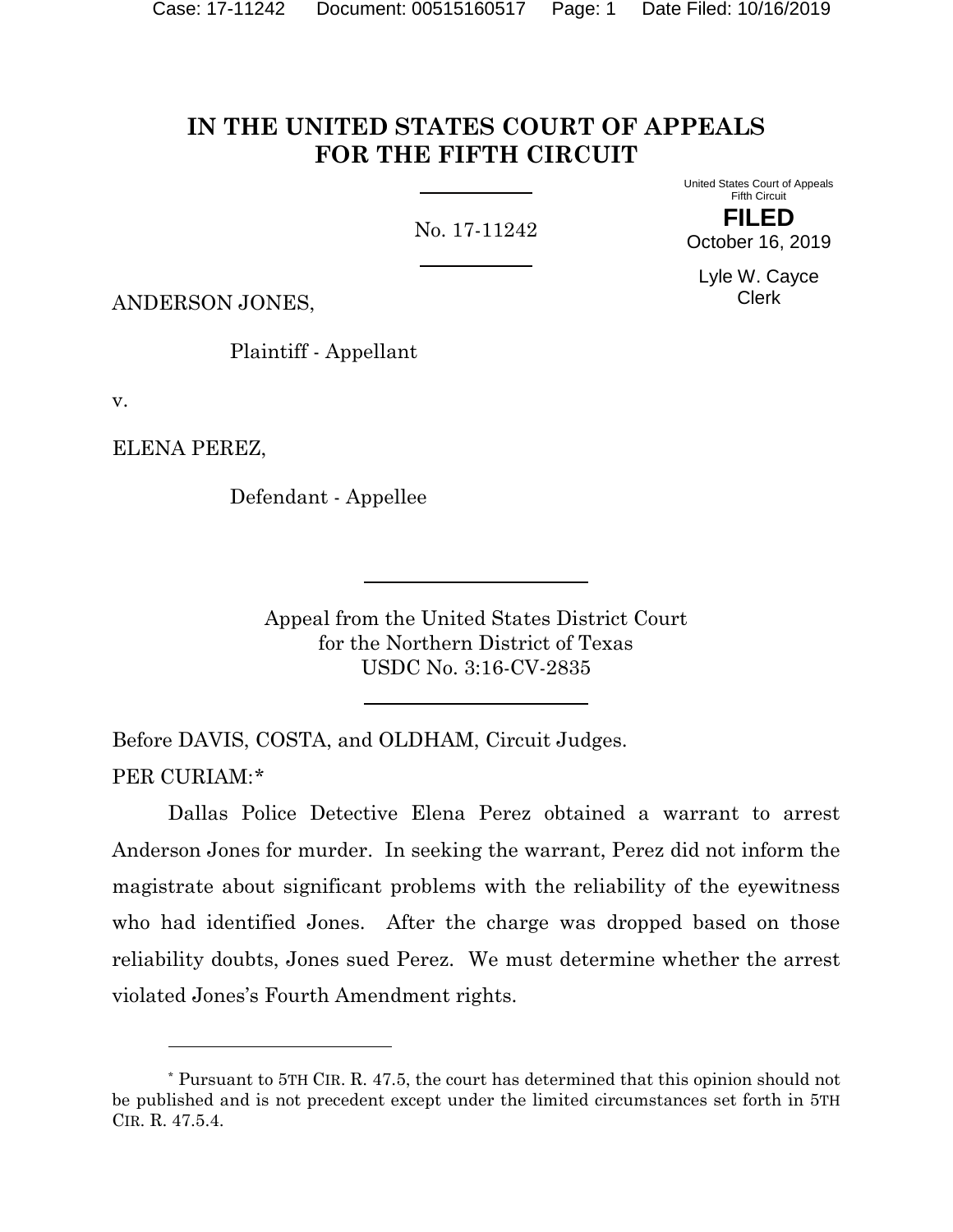# IN THE UNITED STATES COURT OF APPEALS FOR THE FIFTH CIRCUIT

No. 17-11242

United States Court of Appeals
Fifth Circuit

**FILED**

October 16, 2019

Lyle W. Cayce
Clerk

ANDERSON JONES,

Plaintiff - Appellant

v.

ELENA PEREZ,

Defendant - Appellee

Appeal from the United States District Court
for the Northern District of Texas
USDC No. 3:16-CV-2835

Before DAVIS, COSTA, and OLDHAM, Circuit Judges.

PER CURIAM:*

Dallas Police Detective Elena Perez obtained a warrant to arrest Anderson Jones for murder. In seeking the warrant, Perez did not inform the magistrate about significant problems with the reliability of the eyewitness who had identified Jones. After the charge was dropped based on those reliability doubts, Jones sued Perez. We must determine whether the arrest violated Jones's Fourth Amendment rights.

---

* Pursuant to 5TH CIR. R. 47.5, the court has determined that this opinion should not be published and is not precedent except under the limited circumstances set forth in 5TH CIR. R. 47.5.4.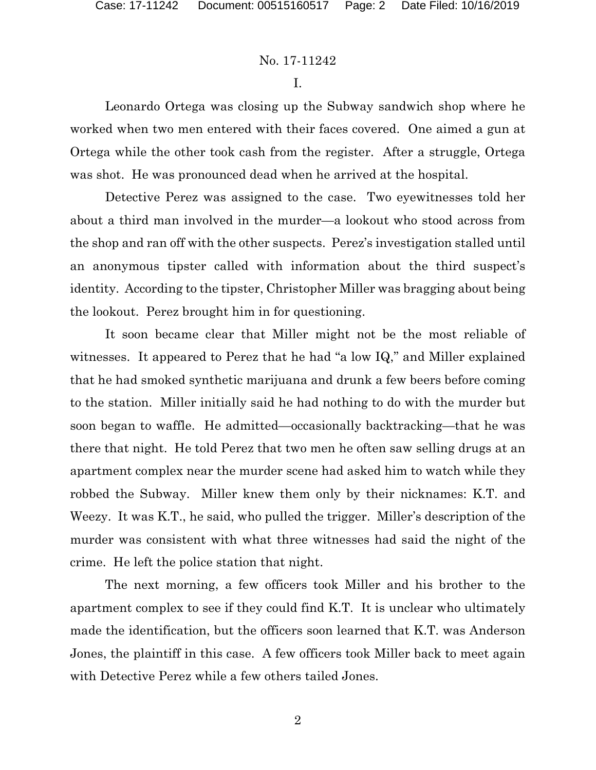I.

Leonardo Ortega was closing up the Subway sandwich shop where he worked when two men entered with their faces covered. One aimed a gun at Ortega while the other took cash from the register. After a struggle, Ortega was shot. He was pronounced dead when he arrived at the hospital.

Detective Perez was assigned to the case. Two eyewitnesses told her about a third man involved in the murder—a lookout who stood across from the shop and ran off with the other suspects. Perez's investigation stalled until an anonymous tipster called with information about the third suspect's identity. According to the tipster, Christopher Miller was bragging about being the lookout. Perez brought him in for questioning.

It soon became clear that Miller might not be the most reliable of witnesses. It appeared to Perez that he had "a low IQ," and Miller explained that he had smoked synthetic marijuana and drunk a few beers before coming to the station. Miller initially said he had nothing to do with the murder but soon began to waffle. He admitted—occasionally backtracking—that he was there that night. He told Perez that two men he often saw selling drugs at an apartment complex near the murder scene had asked him to watch while they robbed the Subway. Miller knew them only by their nicknames: K.T. and Weezy. It was K.T., he said, who pulled the trigger. Miller's description of the murder was consistent with what three witnesses had said the night of the crime. He left the police station that night.

The next morning, a few officers took Miller and his brother to the apartment complex to see if they could find K.T. It is unclear who ultimately made the identification, but the officers soon learned that K.T. was Anderson Jones, the plaintiff in this case. A few officers took Miller back to meet again with Detective Perez while a few others tailed Jones.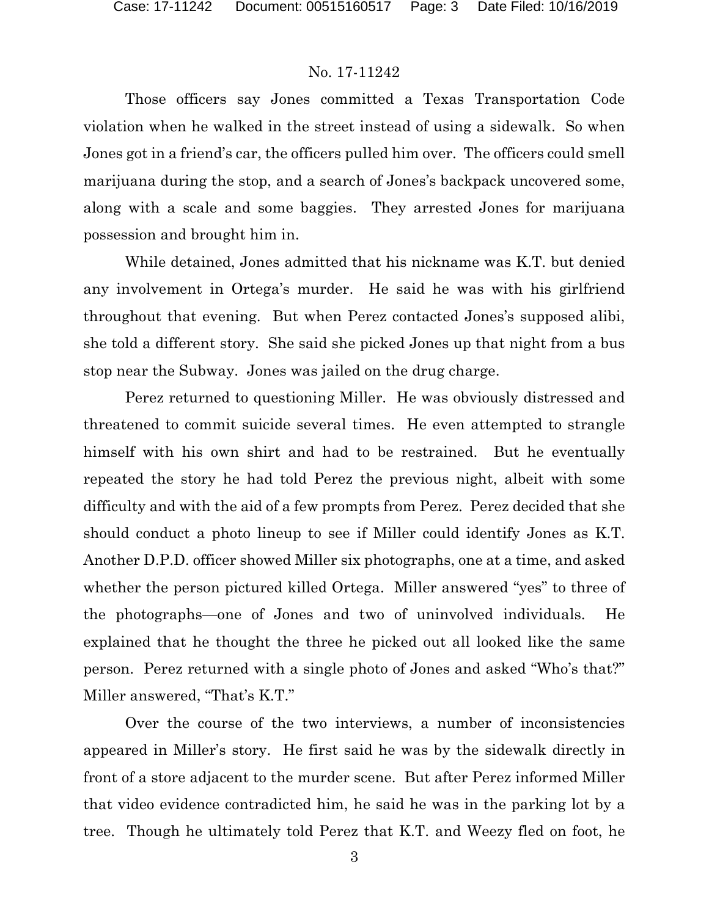Those officers say Jones committed a Texas Transportation Code violation when he walked in the street instead of using a sidewalk. So when Jones got in a friend's car, the officers pulled him over. The officers could smell marijuana during the stop, and a search of Jones's backpack uncovered some, along with a scale and some baggies. They arrested Jones for marijuana possession and brought him in.

While detained, Jones admitted that his nickname was K.T. but denied any involvement in Ortega's murder. He said he was with his girlfriend throughout that evening. But when Perez contacted Jones's supposed alibi, she told a different story. She said she picked Jones up that night from a bus stop near the Subway. Jones was jailed on the drug charge.

Perez returned to questioning Miller. He was obviously distressed and threatened to commit suicide several times. He even attempted to strangle himself with his own shirt and had to be restrained. But he eventually repeated the story he had told Perez the previous night, albeit with some difficulty and with the aid of a few prompts from Perez. Perez decided that she should conduct a photo lineup to see if Miller could identify Jones as K.T. Another D.P.D. officer showed Miller six photographs, one at a time, and asked whether the person pictured killed Ortega. Miller answered "yes" to three of the photographs—one of Jones and two of uninvolved individuals. He explained that he thought the three he picked out all looked like the same person. Perez returned with a single photo of Jones and asked "Who's that?" Miller answered, "That's K.T."

Over the course of the two interviews, a number of inconsistencies appeared in Miller's story. He first said he was by the sidewalk directly in front of a store adjacent to the murder scene. But after Perez informed Miller that video evidence contradicted him, he said he was in the parking lot by a tree. Though he ultimately told Perez that K.T. and Weezy fled on foot, he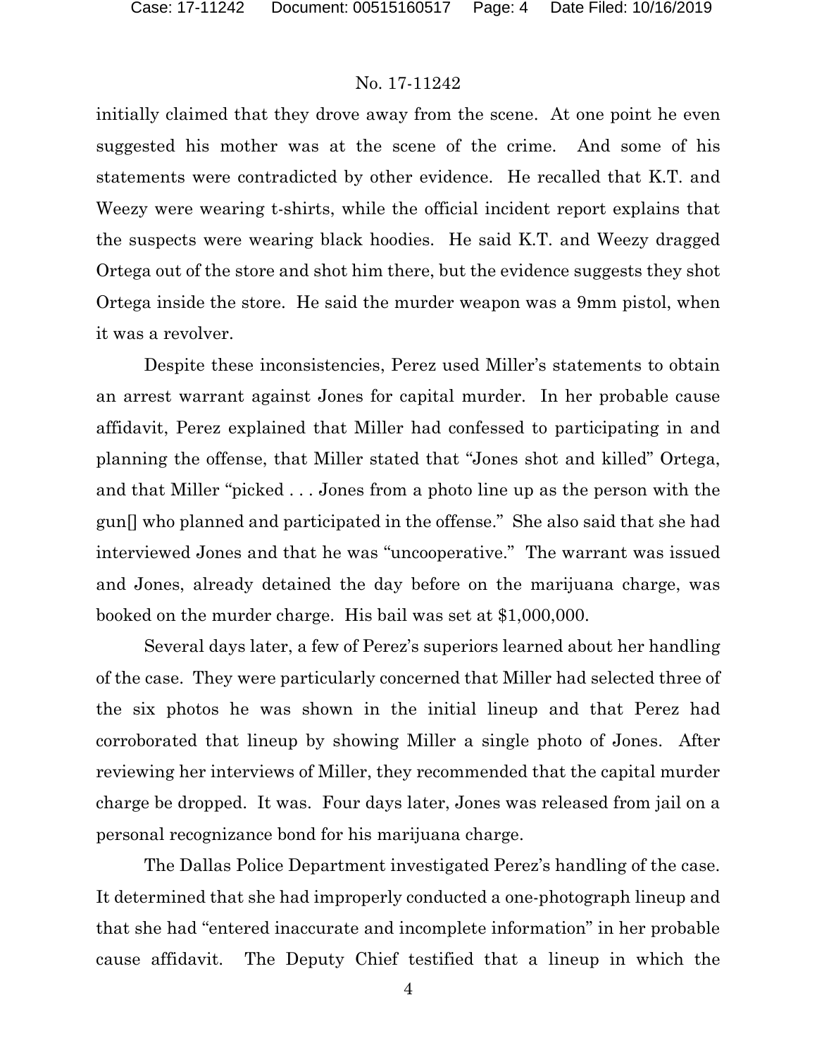initially claimed that they drove away from the scene. At one point he even suggested his mother was at the scene of the crime. And some of his statements were contradicted by other evidence. He recalled that K.T. and Weezy were wearing t-shirts, while the official incident report explains that the suspects were wearing black hoodies. He said K.T. and Weezy dragged Ortega out of the store and shot him there, but the evidence suggests they shot Ortega inside the store. He said the murder weapon was a 9mm pistol, when it was a revolver.

Despite these inconsistencies, Perez used Miller's statements to obtain an arrest warrant against Jones for capital murder. In her probable cause affidavit, Perez explained that Miller had confessed to participating in and planning the offense, that Miller stated that "Jones shot and killed" Ortega, and that Miller "picked . . . Jones from a photo line up as the person with the gun[] who planned and participated in the offense." She also said that she had interviewed Jones and that he was "uncooperative." The warrant was issued and Jones, already detained the day before on the marijuana charge, was booked on the murder charge. His bail was set at $1,000,000.

Several days later, a few of Perez's superiors learned about her handling of the case. They were particularly concerned that Miller had selected three of the six photos he was shown in the initial lineup and that Perez had corroborated that lineup by showing Miller a single photo of Jones. After reviewing her interviews of Miller, they recommended that the capital murder charge be dropped. It was. Four days later, Jones was released from jail on a personal recognizance bond for his marijuana charge.

The Dallas Police Department investigated Perez's handling of the case. It determined that she had improperly conducted a one-photograph lineup and that she had "entered inaccurate and incomplete information" in her probable cause affidavit. The Deputy Chief testified that a lineup in which the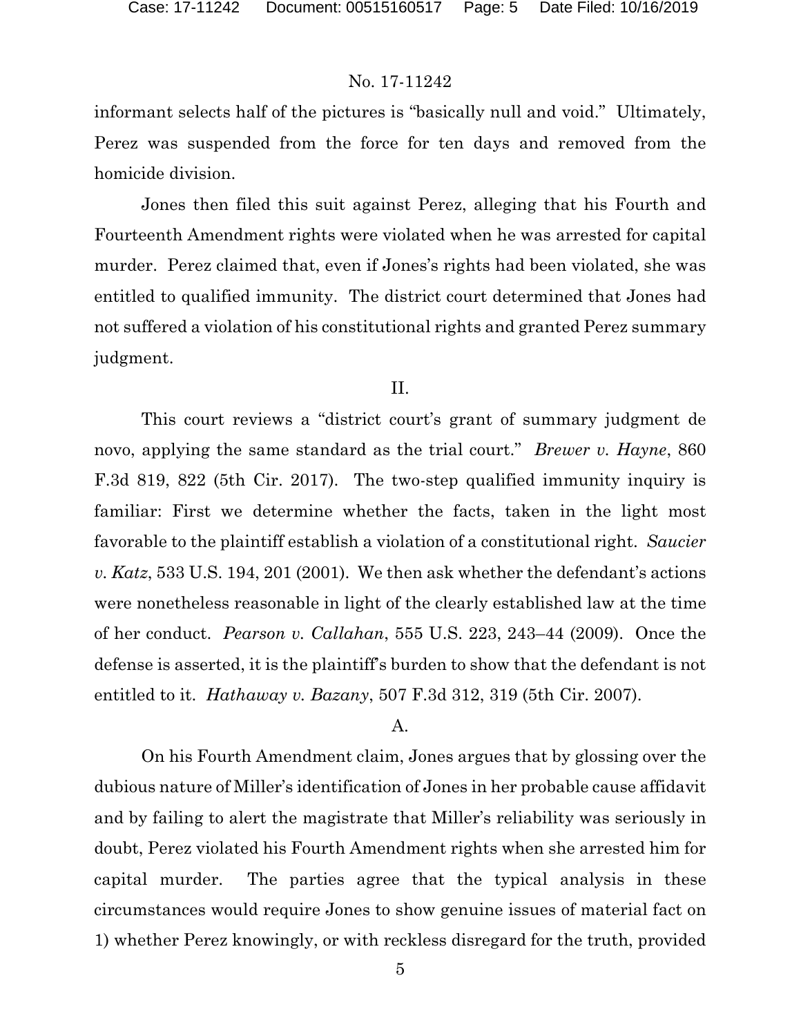informant selects half of the pictures is "basically null and void." Ultimately, Perez was suspended from the force for ten days and removed from the homicide division.

Jones then filed this suit against Perez, alleging that his Fourth and Fourteenth Amendment rights were violated when he was arrested for capital murder. Perez claimed that, even if Jones's rights had been violated, she was entitled to qualified immunity. The district court determined that Jones had not suffered a violation of his constitutional rights and granted Perez summary judgment.

## II.

This court reviews a "district court's grant of summary judgment de novo, applying the same standard as the trial court." *Brewer v. Hayne*, 860 F.3d 819, 822 (5th Cir. 2017). The two-step qualified immunity inquiry is familiar: First we determine whether the facts, taken in the light most favorable to the plaintiff establish a violation of a constitutional right. *Saucier v. Katz*, 533 U.S. 194, 201 (2001). We then ask whether the defendant's actions were nonetheless reasonable in light of the clearly established law at the time of her conduct. *Pearson v. Callahan*, 555 U.S. 223, 243–44 (2009). Once the defense is asserted, it is the plaintiff's burden to show that the defendant is not entitled to it. *Hathaway v. Bazany*, 507 F.3d 312, 319 (5th Cir. 2007).

### A.

On his Fourth Amendment claim, Jones argues that by glossing over the dubious nature of Miller's identification of Jones in her probable cause affidavit and by failing to alert the magistrate that Miller's reliability was seriously in doubt, Perez violated his Fourth Amendment rights when she arrested him for capital murder. The parties agree that the typical analysis in these circumstances would require Jones to show genuine issues of material fact on 1) whether Perez knowingly, or with reckless disregard for the truth, provided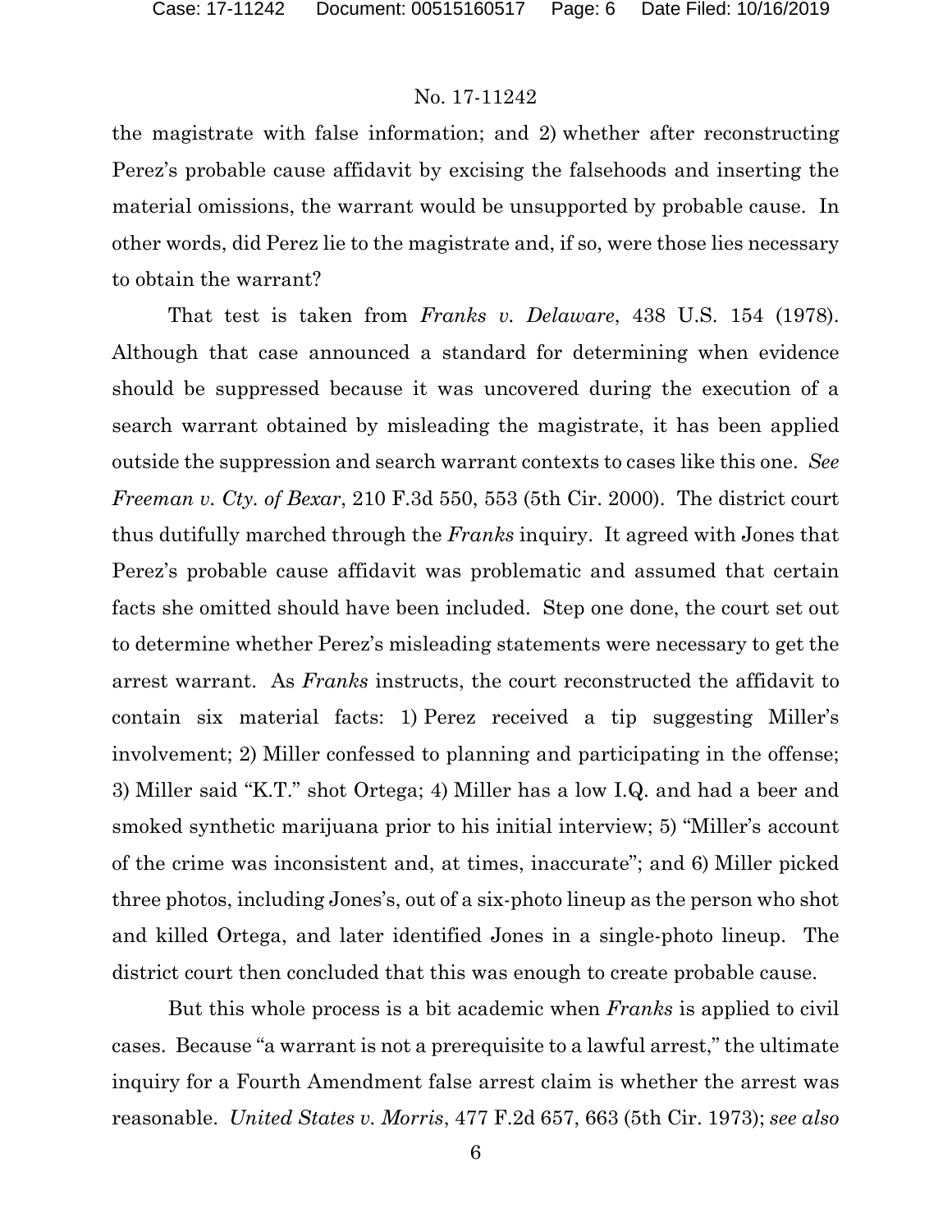the magistrate with false information; and 2) whether after reconstructing Perez's probable cause affidavit by excising the falsehoods and inserting the material omissions, the warrant would be unsupported by probable cause. In other words, did Perez lie to the magistrate and, if so, were those lies necessary to obtain the warrant?

That test is taken from *Franks v. Delaware*, 438 U.S. 154 (1978). Although that case announced a standard for determining when evidence should be suppressed because it was uncovered during the execution of a search warrant obtained by misleading the magistrate, it has been applied outside the suppression and search warrant contexts to cases like this one. *See Freeman v. Cty. of Bexar*, 210 F.3d 550, 553 (5th Cir. 2000). The district court thus dutifully marched through the *Franks* inquiry. It agreed with Jones that Perez's probable cause affidavit was problematic and assumed that certain facts she omitted should have been included. Step one done, the court set out to determine whether Perez's misleading statements were necessary to get the arrest warrant. As *Franks* instructs, the court reconstructed the affidavit to contain six material facts: 1) Perez received a tip suggesting Miller's involvement; 2) Miller confessed to planning and participating in the offense; 3) Miller said "K.T." shot Ortega; 4) Miller has a low I.Q. and had a beer and smoked synthetic marijuana prior to his initial interview; 5) "Miller's account of the crime was inconsistent and, at times, inaccurate"; and 6) Miller picked three photos, including Jones's, out of a six-photo lineup as the person who shot and killed Ortega, and later identified Jones in a single-photo lineup. The district court then concluded that this was enough to create probable cause.

But this whole process is a bit academic when *Franks* is applied to civil cases. Because "a warrant is not a prerequisite to a lawful arrest," the ultimate inquiry for a Fourth Amendment false arrest claim is whether the arrest was reasonable. *United States v. Morris*, 477 F.2d 657, 663 (5th Cir. 1973); *see also*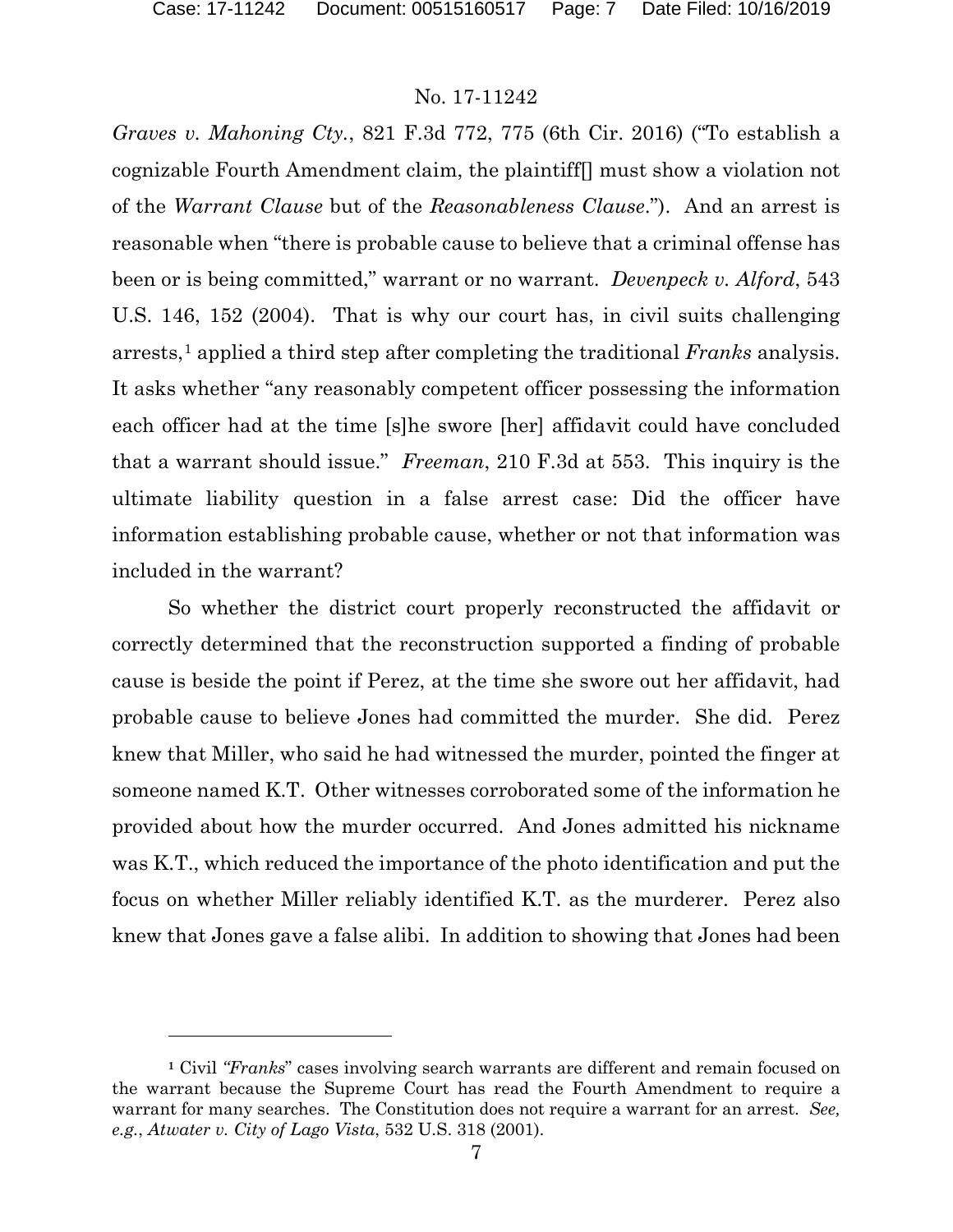*Graves v. Mahoning Cty.*, 821 F.3d 772, 775 (6th Cir. 2016) ("To establish a cognizable Fourth Amendment claim, the plaintiff[] must show a violation not of the *Warrant Clause* but of the *Reasonableness Clause*."). And an arrest is reasonable when "there is probable cause to believe that a criminal offense has been or is being committed," warrant or no warrant. *Devenpeck v. Alford*, 543 U.S. 146, 152 (2004). That is why our court has, in civil suits challenging arrests,[1] applied a third step after completing the traditional *Franks* analysis. It asks whether "any reasonably competent officer possessing the information each officer had at the time [s]he swore [her] affidavit could have concluded that a warrant should issue." *Freeman*, 210 F.3d at 553. This inquiry is the ultimate liability question in a false arrest case: Did the officer have information establishing probable cause, whether or not that information was included in the warrant?

So whether the district court properly reconstructed the affidavit or correctly determined that the reconstruction supported a finding of probable cause is beside the point if Perez, at the time she swore out her affidavit, had probable cause to believe Jones had committed the murder. She did. Perez knew that Miller, who said he had witnessed the murder, pointed the finger at someone named K.T. Other witnesses corroborated some of the information he provided about how the murder occurred. And Jones admitted his nickname was K.T., which reduced the importance of the photo identification and put the focus on whether Miller reliably identified K.T. as the murderer. Perez also knew that Jones gave a false alibi. In addition to showing that Jones had been

---

[1] Civil "*Franks*" cases involving search warrants are different and remain focused on the warrant because the Supreme Court has read the Fourth Amendment to require a warrant for many searches. The Constitution does not require a warrant for an arrest. *See, e.g.*, *Atwater v. City of Lago Vista*, 532 U.S. 318 (2001).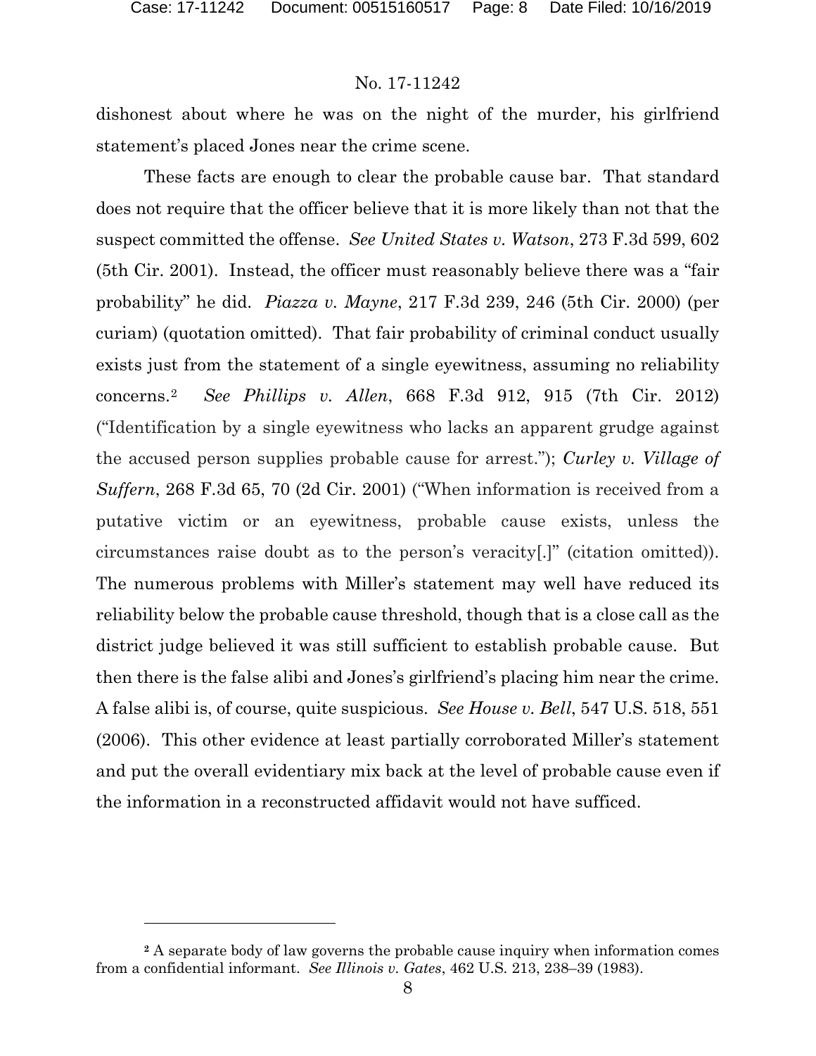dishonest about where he was on the night of the murder, his girlfriend statement's placed Jones near the crime scene.

These facts are enough to clear the probable cause bar. That standard does not require that the officer believe that it is more likely than not that the suspect committed the offense. *See United States v. Watson*, 273 F.3d 599, 602 (5th Cir. 2001). Instead, the officer must reasonably believe there was a "fair probability" he did. *Piazza v. Mayne*, 217 F.3d 239, 246 (5th Cir. 2000) (per curiam) (quotation omitted). That fair probability of criminal conduct usually exists just from the statement of a single eyewitness, assuming no reliability concerns.[2] *See Phillips v. Allen*, 668 F.3d 912, 915 (7th Cir. 2012) ("Identification by a single eyewitness who lacks an apparent grudge against the accused person supplies probable cause for arrest."); *Curley v. Village of Suffern*, 268 F.3d 65, 70 (2d Cir. 2001) ("When information is received from a putative victim or an eyewitness, probable cause exists, unless the circumstances raise doubt as to the person's veracity[.]" (citation omitted)). The numerous problems with Miller's statement may well have reduced its reliability below the probable cause threshold, though that is a close call as the district judge believed it was still sufficient to establish probable cause. But then there is the false alibi and Jones's girlfriend's placing him near the crime. A false alibi is, of course, quite suspicious. *See House v. Bell*, 547 U.S. 518, 551 (2006). This other evidence at least partially corroborated Miller's statement and put the overall evidentiary mix back at the level of probable cause even if the information in a reconstructed affidavit would not have sufficed.

---

[2] A separate body of law governs the probable cause inquiry when information comes from a confidential informant. *See Illinois v. Gates*, 462 U.S. 213, 238–39 (1983).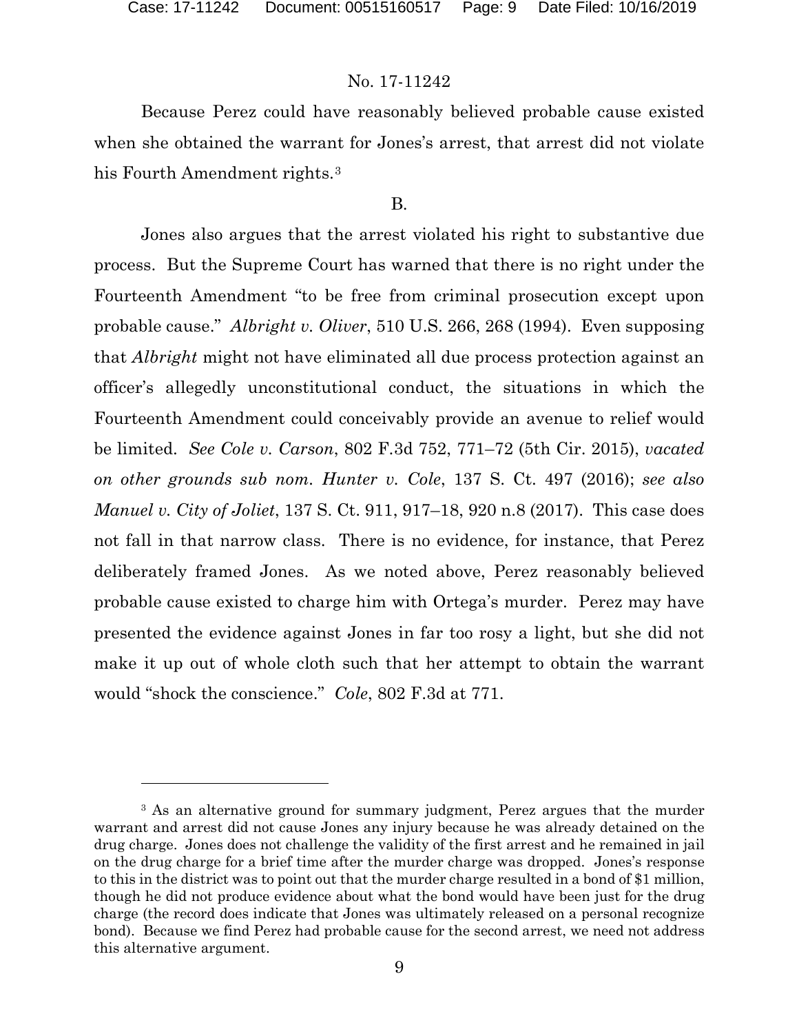Because Perez could have reasonably believed probable cause existed when she obtained the warrant for Jones's arrest, that arrest did not violate his Fourth Amendment rights.[3]

B.

Jones also argues that the arrest violated his right to substantive due process. But the Supreme Court has warned that there is no right under the Fourteenth Amendment "to be free from criminal prosecution except upon probable cause." *Albright v. Oliver*, 510 U.S. 266, 268 (1994). Even supposing that *Albright* might not have eliminated all due process protection against an officer's allegedly unconstitutional conduct, the situations in which the Fourteenth Amendment could conceivably provide an avenue to relief would be limited. *See Cole v. Carson*, 802 F.3d 752, 771–72 (5th Cir. 2015), *vacated on other grounds sub nom. Hunter v. Cole*, 137 S. Ct. 497 (2016); *see also Manuel v. City of Joliet*, 137 S. Ct. 911, 917–18, 920 n.8 (2017). This case does not fall in that narrow class. There is no evidence, for instance, that Perez deliberately framed Jones. As we noted above, Perez reasonably believed probable cause existed to charge him with Ortega's murder. Perez may have presented the evidence against Jones in far too rosy a light, but she did not make it up out of whole cloth such that her attempt to obtain the warrant would "shock the conscience." *Cole*, 802 F.3d at 771.

---

[3] As an alternative ground for summary judgment, Perez argues that the murder warrant and arrest did not cause Jones any injury because he was already detained on the drug charge. Jones does not challenge the validity of the first arrest and he remained in jail on the drug charge for a brief time after the murder charge was dropped. Jones's response to this in the district was to point out that the murder charge resulted in a bond of $1 million, though he did not produce evidence about what the bond would have been just for the drug charge (the record does indicate that Jones was ultimately released on a personal recognize bond). Because we find Perez had probable cause for the second arrest, we need not address this alternative argument.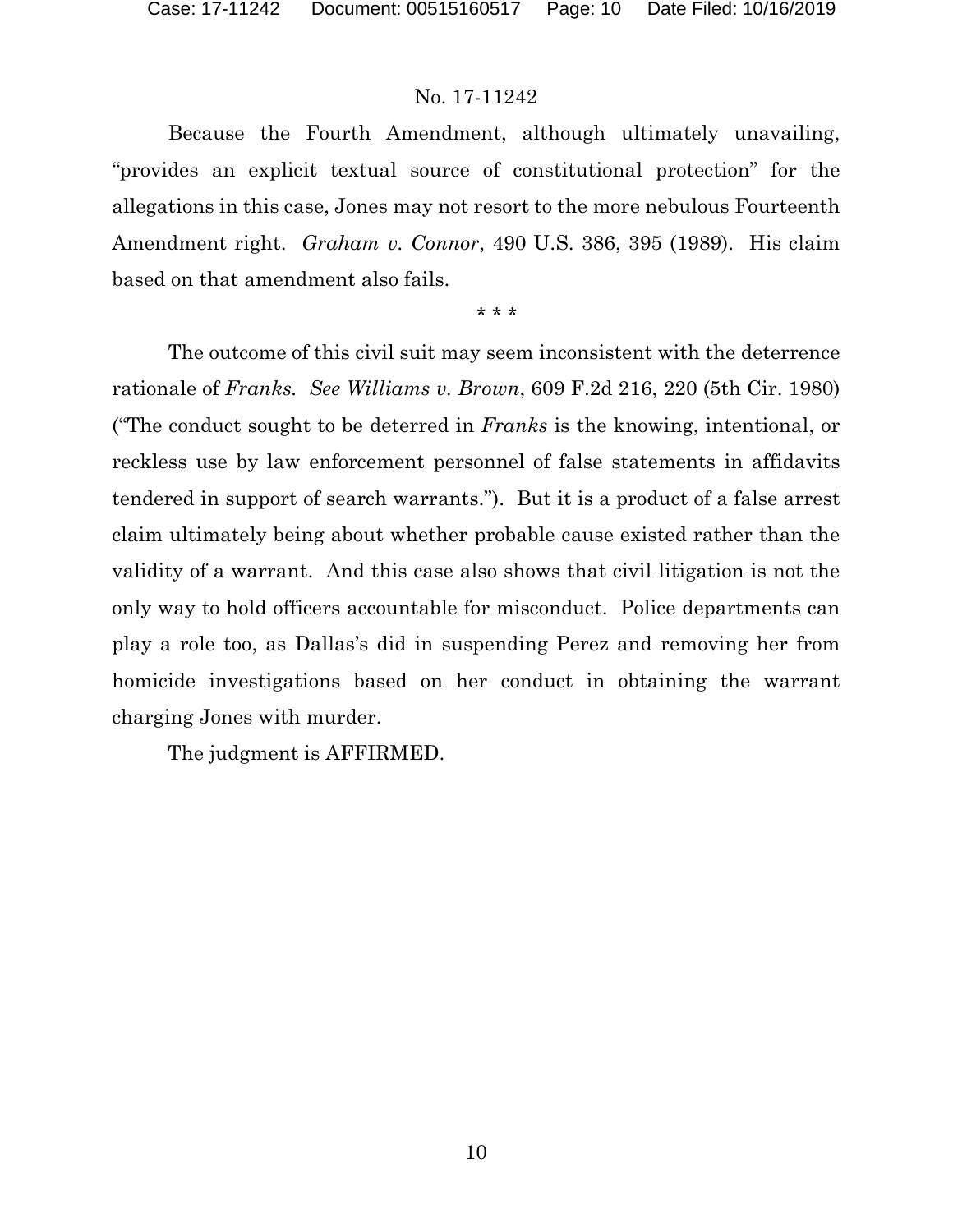Because the Fourth Amendment, although ultimately unavailing, "provides an explicit textual source of constitutional protection" for the allegations in this case, Jones may not resort to the more nebulous Fourteenth Amendment right. *Graham v. Connor*, 490 U.S. 386, 395 (1989). His claim based on that amendment also fails.

\* \* \*

The outcome of this civil suit may seem inconsistent with the deterrence rationale of *Franks*. *See Williams v. Brown*, 609 F.2d 216, 220 (5th Cir. 1980) ("The conduct sought to be deterred in *Franks* is the knowing, intentional, or reckless use by law enforcement personnel of false statements in affidavits tendered in support of search warrants."). But it is a product of a false arrest claim ultimately being about whether probable cause existed rather than the validity of a warrant. And this case also shows that civil litigation is not the only way to hold officers accountable for misconduct. Police departments can play a role too, as Dallas's did in suspending Perez and removing her from homicide investigations based on her conduct in obtaining the warrant charging Jones with murder.

The judgment is AFFIRMED.